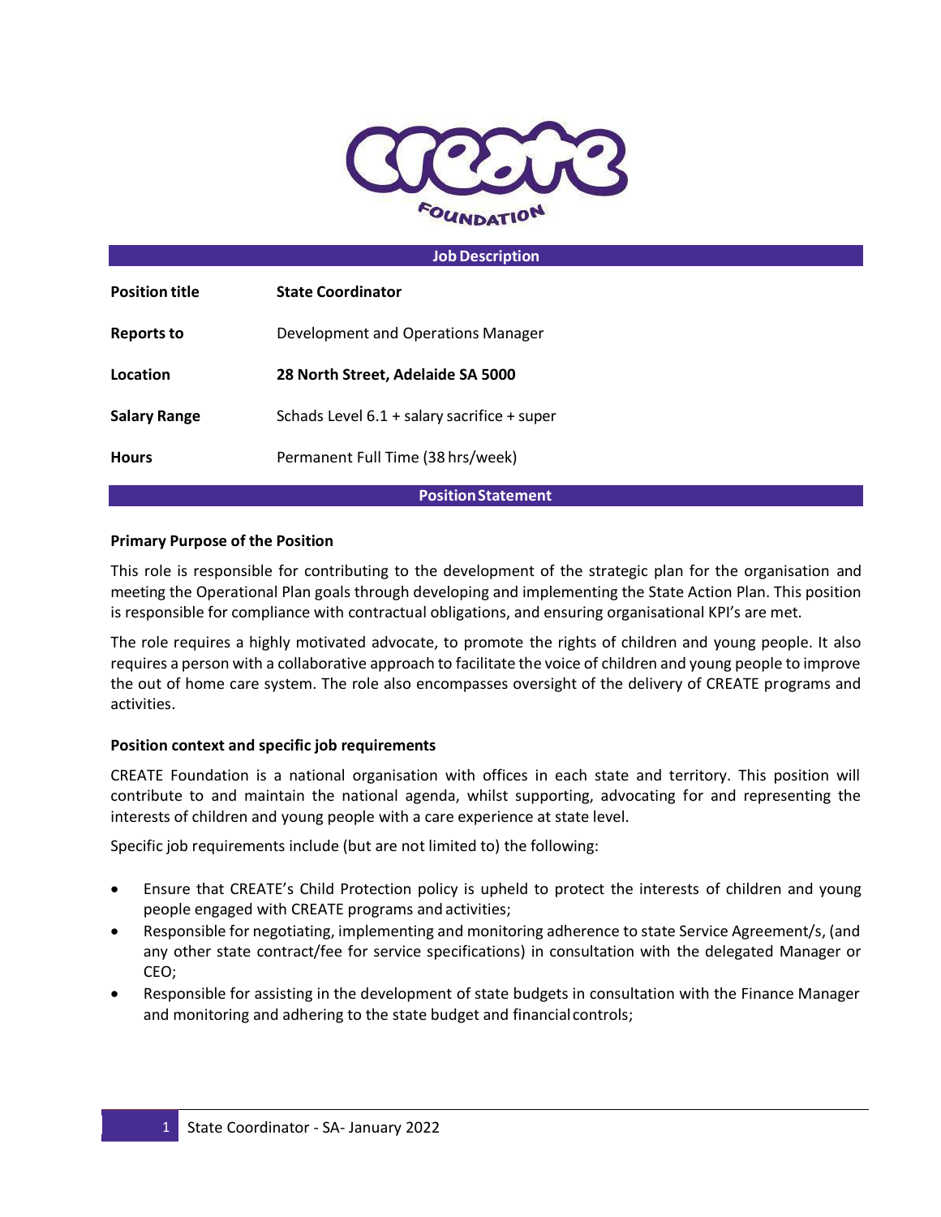**Job Description**

| | |
|---|---|
| **Position title** | **State Coordinator** |
| **Reports to** | Development and Operations Manager |
| **Location** | **28 North Street, Adelaide SA 5000** |
| **Salary Range** | Schads Level 6.1 + salary sacrifice + super |
| **Hours** | Permanent Full Time (38 hrs/week) |

**Position Statement**

**Primary Purpose of the Position**

This role is responsible for contributing to the development of the strategic plan for the organisation and meeting the Operational Plan goals through developing and implementing the State Action Plan. This position is responsible for compliance with contractual obligations, and ensuring organisational KPI's are met.

The role requires a highly motivated advocate, to promote the rights of children and young people. It also requires a person with a collaborative approach to facilitate the voice of children and young people to improve the out of home care system. The role also encompasses oversight of the delivery of CREATE programs and activities.

**Position context and specific job requirements**

CREATE Foundation is a national organisation with offices in each state and territory. This position will contribute to and maintain the national agenda, whilst supporting, advocating for and representing the interests of children and young people with a care experience at state level.

Specific job requirements include (but are not limited to) the following:

- Ensure that CREATE's Child Protection policy is upheld to protect the interests of children and young people engaged with CREATE programs and activities;
- Responsible for negotiating, implementing and monitoring adherence to state Service Agreement/s, (and any other state contract/fee for service specifications) in consultation with the delegated Manager or CEO;
- Responsible for assisting in the development of state budgets in consultation with the Finance Manager and monitoring and adhering to the state budget and financial controls;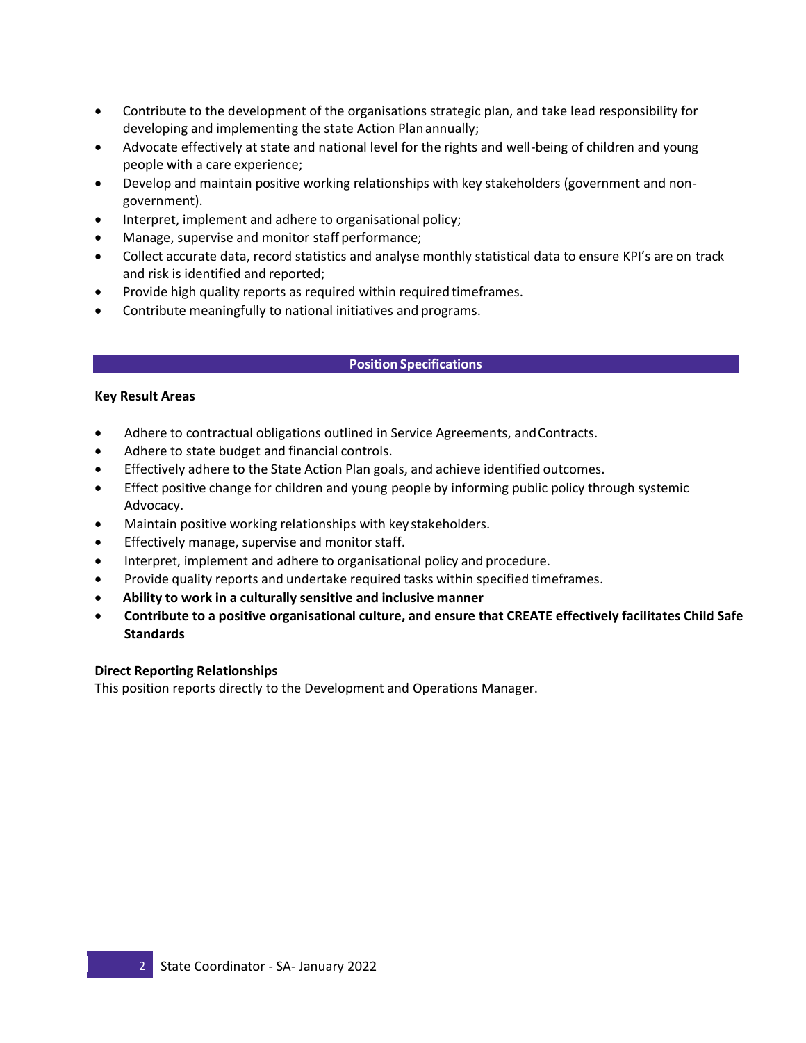- Contribute to the development of the organisations strategic plan, and take lead responsibility for developing and implementing the state Action Plan annually;
- Advocate effectively at state and national level for the rights and well-being of children and young people with a care experience;
- Develop and maintain positive working relationships with key stakeholders (government and non-government).
- Interpret, implement and adhere to organisational policy;
- Manage, supervise and monitor staff performance;
- Collect accurate data, record statistics and analyse monthly statistical data to ensure KPI's are on track and risk is identified and reported;
- Provide high quality reports as required within required timeframes.
- Contribute meaningfully to national initiatives and programs.

## Position Specifications

**Key Result Areas**

- Adhere to contractual obligations outlined in Service Agreements, and Contracts.
- Adhere to state budget and financial controls.
- Effectively adhere to the State Action Plan goals, and achieve identified outcomes.
- Effect positive change for children and young people by informing public policy through systemic Advocacy.
- Maintain positive working relationships with key stakeholders.
- Effectively manage, supervise and monitor staff.
- Interpret, implement and adhere to organisational policy and procedure.
- Provide quality reports and undertake required tasks within specified timeframes.
- **Ability to work in a culturally sensitive and inclusive manner**
- **Contribute to a positive organisational culture, and ensure that CREATE effectively facilitates Child Safe Standards**

**Direct Reporting Relationships**

This position reports directly to the Development and Operations Manager.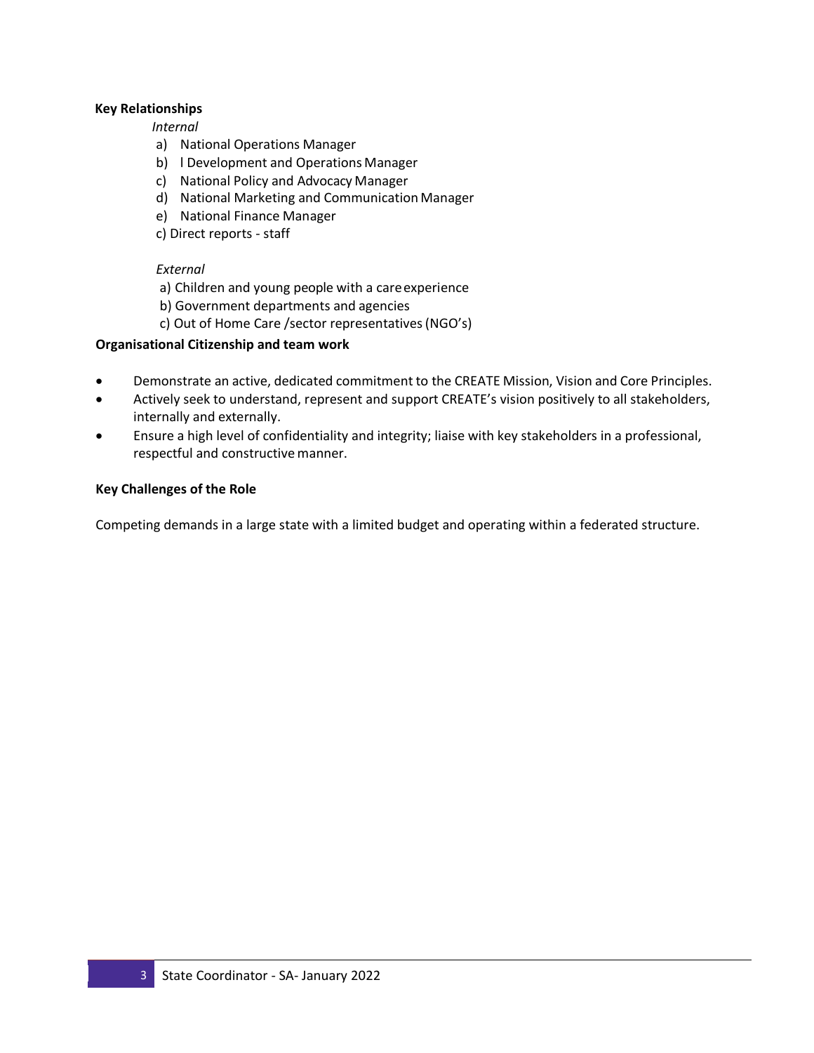**Key Relationships**

*Internal*

a) National Operations Manager
b) l Development and Operations Manager
c) National Policy and Advocacy Manager
d) National Marketing and Communication Manager
e) National Finance Manager
c) Direct reports - staff

*External*

a) Children and young people with a care experience
b) Government departments and agencies
c) Out of Home Care /sector representatives (NGO's)

**Organisational Citizenship and team work**

- Demonstrate an active, dedicated commitment to the CREATE Mission, Vision and Core Principles.
- Actively seek to understand, represent and support CREATE's vision positively to all stakeholders, internally and externally.
- Ensure a high level of confidentiality and integrity; liaise with key stakeholders in a professional, respectful and constructive manner.

**Key Challenges of the Role**

Competing demands in a large state with a limited budget and operating within a federated structure.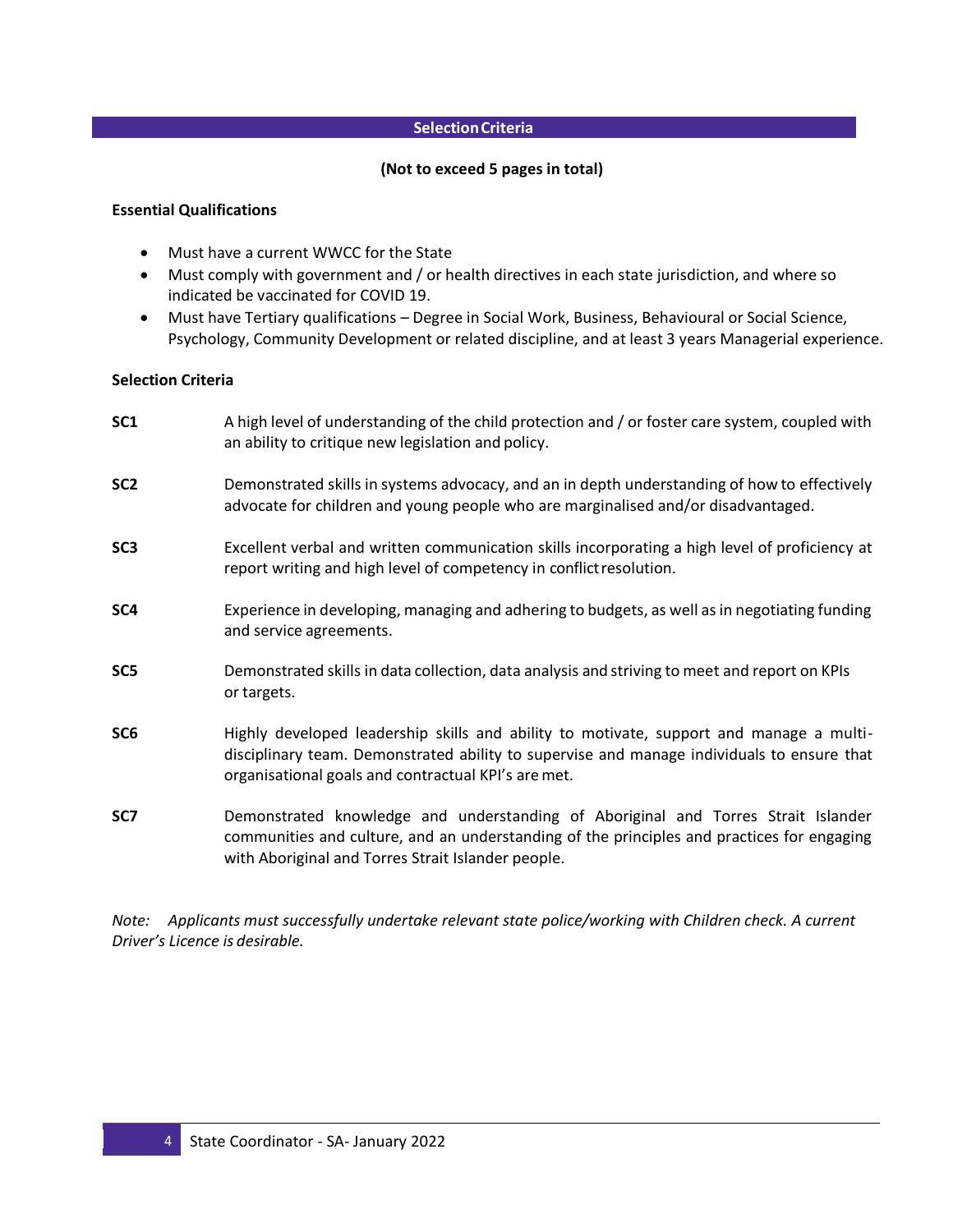## Selection Criteria

**(Not to exceed 5 pages in total)**

**Essential Qualifications**

- Must have a current WWCC for the State
- Must comply with government and / or health directives in each state jurisdiction, and where so indicated be vaccinated for COVID 19.
- Must have Tertiary qualifications – Degree in Social Work, Business, Behavioural or Social Science, Psychology, Community Development or related discipline, and at least 3 years Managerial experience.

**Selection Criteria**

**SC1** A high level of understanding of the child protection and / or foster care system, coupled with an ability to critique new legislation and policy.

**SC2** Demonstrated skills in systems advocacy, and an in depth understanding of how to effectively advocate for children and young people who are marginalised and/or disadvantaged.

**SC3** Excellent verbal and written communication skills incorporating a high level of proficiency at report writing and high level of competency in conflict resolution.

**SC4** Experience in developing, managing and adhering to budgets, as well as in negotiating funding and service agreements.

**SC5** Demonstrated skills in data collection, data analysis and striving to meet and report on KPIs or targets.

**SC6** Highly developed leadership skills and ability to motivate, support and manage a multi-disciplinary team. Demonstrated ability to supervise and manage individuals to ensure that organisational goals and contractual KPI's are met.

**SC7** Demonstrated knowledge and understanding of Aboriginal and Torres Strait Islander communities and culture, and an understanding of the principles and practices for engaging with Aboriginal and Torres Strait Islander people.

*Note: Applicants must successfully undertake relevant state police/working with Children check. A current Driver's Licence is desirable.*